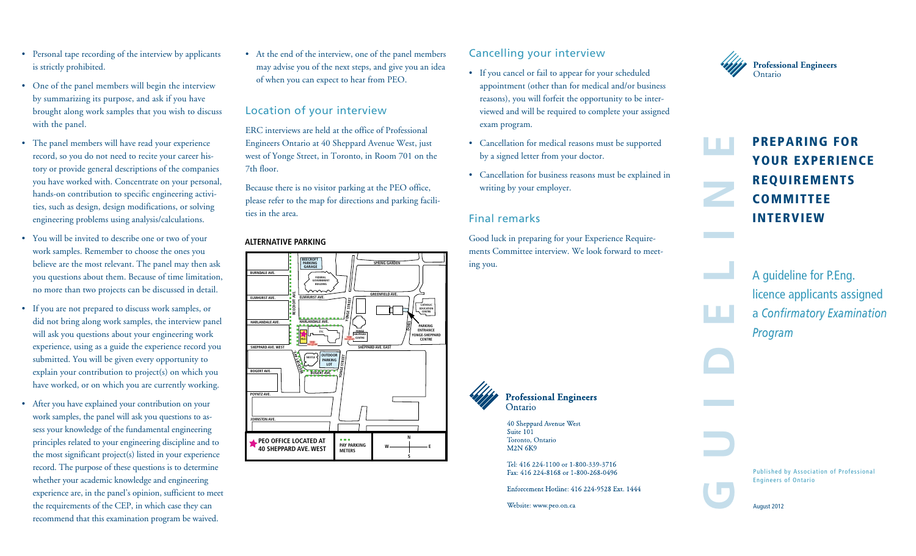- Personal tape recording of the interview by applicants is strictly prohibited.
- One of the panel members will begin the interview by summarizing its purpose, and ask if you have brought along work samples that you wish to discuss with the panel.
- The panel members will have read your experience record, so you do not need to recite your career history or provide general descriptions of the companies you have worked with. Concentrate on your personal, hands-on contribution to specific engineering activities, such as design, design modifications, or solving engineering problems using analysis/calculations.
- You will be invited to describe one or two of your work samples. Remember to choose the ones you believe are the most relevant. The panel may then ask you questions about them. Because of time limitation, no more than two projects can be discussed in detail.
- If you are not prepared to discuss work samples, or did not bring along work samples, the interview panel will ask you questions about your engineering work experience, using as a guide the experience record you submitted. You will be given every opportunity to explain your contribution to project(s) on which you have worked, or on which you are currently working.
- After you have explained your contribution on your work samples, the panel will ask you questions to assess your knowledge of the fundamental engineering principles related to your engineering discipline and to the most significant project(s) listed in your experience record. The purpose of these questions is to determine whether your academic knowledge and engineering experience are, in the panel's opinion, sufficient to meet the requirements of the CEP, in which case they can recommend that this examination program be waived.
- At the end of the interview, one of the panel members may advise you of the next steps, and give you an idea of when you can expect to hear from PEO.

## Location of your interview

ERC interviews are held at the office of Professional Engineers Ontario at 40 Sheppard Avenue West, just west of Yonge Street, in Toronto, in Room 701 on the 7th floor.

Because there is no visitor parking at the PEO office, please refer to the map for directions and parking facilities in the area.

**ALTERNATIVE PARKING**

PEO OFFICE LOCATED AT 40 SHEPPARD AVE. WEST

PAY PARKING METERS

## Cancelling your interview

- If you cancel or fail to appear for your scheduled appointment (other than for medical and/or business reasons), you will forfeit the opportunity to be interviewed and will be required to complete your assigned exam program.
- Cancellation for medical reasons must be supported by a signed letter from your doctor.
- Cancellation for business reasons must be explained in writing by your employer.

## Final remarks

Good luck in preparing for your Experience Requirements Committee interview. We look forward to meeting you.

Professional Engineers Ontario

40 Sheppard Avenue West
Suite 101
Toronto, Ontario
M2N 6K9

Tel: 416 224-1100 or 1-800-339-3716
Fax: 416 224-8168 or 1-800-268-0496

Enforcement Hotline: 416 224-9528 Ext. 1444

Website: www.peo.on.ca

Professional Engineers Ontario

GUIDELINE

# PREPARING FOR YOUR EXPERIENCE REQUIREMENTS COMMITTEE INTERVIEW

A guideline for P.Eng. licence applicants assigned a *Confirmatory Examination Program*

Published by Association of Professional Engineers of Ontario

August 2012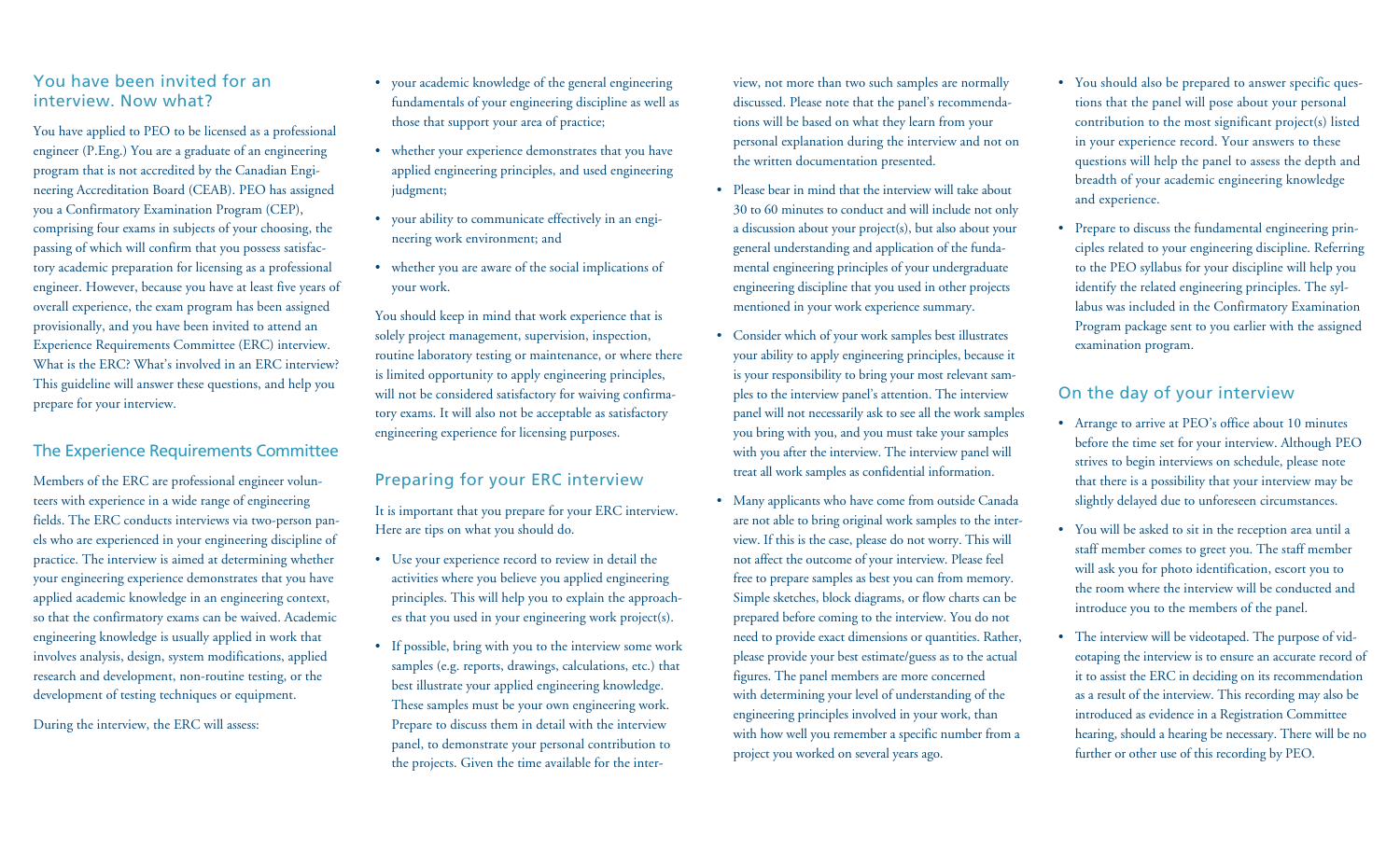## You have been invited for an interview. Now what?

You have applied to PEO to be licensed as a professional engineer (P.Eng.) You are a graduate of an engineering program that is not accredited by the Canadian Engineering Accreditation Board (CEAB). PEO has assigned you a Confirmatory Examination Program (CEP), comprising four exams in subjects of your choosing, the passing of which will confirm that you possess satisfactory academic preparation for licensing as a professional engineer. However, because you have at least five years of overall experience, the exam program has been assigned provisionally, and you have been invited to attend an Experience Requirements Committee (ERC) interview. What is the ERC? What's involved in an ERC interview? This guideline will answer these questions, and help you prepare for your interview.

## The Experience Requirements Committee

Members of the ERC are professional engineer volunteers with experience in a wide range of engineering fields. The ERC conducts interviews via two-person panels who are experienced in your engineering discipline of practice. The interview is aimed at determining whether your engineering experience demonstrates that you have applied academic knowledge in an engineering context, so that the confirmatory exams can be waived. Academic engineering knowledge is usually applied in work that involves analysis, design, system modifications, applied research and development, non-routine testing, or the development of testing techniques or equipment.

During the interview, the ERC will assess:

- your academic knowledge of the general engineering fundamentals of your engineering discipline as well as those that support your area of practice;
- whether your experience demonstrates that you have applied engineering principles, and used engineering judgment;
- your ability to communicate effectively in an engineering work environment; and
- whether you are aware of the social implications of your work.

You should keep in mind that work experience that is solely project management, supervision, inspection, routine laboratory testing or maintenance, or where there is limited opportunity to apply engineering principles, will not be considered satisfactory for waiving confirmatory exams. It will also not be acceptable as satisfactory engineering experience for licensing purposes.

## Preparing for your ERC interview

It is important that you prepare for your ERC interview. Here are tips on what you should do.

- Use your experience record to review in detail the activities where you believe you applied engineering principles. This will help you to explain the approaches that you used in your engineering work project(s).
- If possible, bring with you to the interview some work samples (e.g. reports, drawings, calculations, etc.) that best illustrate your applied engineering knowledge. These samples must be your own engineering work. Prepare to discuss them in detail with the interview panel, to demonstrate your personal contribution to the projects. Given the time available for the interview, not more than two such samples are normally discussed. Please note that the panel's recommendations will be based on what they learn from your personal explanation during the interview and not on the written documentation presented.
- Please bear in mind that the interview will take about 30 to 60 minutes to conduct and will include not only a discussion about your project(s), but also about your general understanding and application of the fundamental engineering principles of your undergraduate engineering discipline that you used in other projects mentioned in your work experience summary.
- Consider which of your work samples best illustrates your ability to apply engineering principles, because it is your responsibility to bring your most relevant samples to the interview panel's attention. The interview panel will not necessarily ask to see all the work samples you bring with you, and you must take your samples with you after the interview. The interview panel will treat all work samples as confidential information.
- Many applicants who have come from outside Canada are not able to bring original work samples to the interview. If this is the case, please do not worry. This will not affect the outcome of your interview. Please feel free to prepare samples as best you can from memory. Simple sketches, block diagrams, or flow charts can be prepared before coming to the interview. You do not need to provide exact dimensions or quantities. Rather, please provide your best estimate/guess as to the actual figures. The panel members are more concerned with determining your level of understanding of the engineering principles involved in your work, than with how well you remember a specific number from a project you worked on several years ago.
- You should also be prepared to answer specific questions that the panel will pose about your personal contribution to the most significant project(s) listed in your experience record. Your answers to these questions will help the panel to assess the depth and breadth of your academic engineering knowledge and experience.
- Prepare to discuss the fundamental engineering principles related to your engineering discipline. Referring to the PEO syllabus for your discipline will help you identify the related engineering principles. The syllabus was included in the Confirmatory Examination Program package sent to you earlier with the assigned examination program.

## On the day of your interview

- Arrange to arrive at PEO's office about 10 minutes before the time set for your interview. Although PEO strives to begin interviews on schedule, please note that there is a possibility that your interview may be slightly delayed due to unforeseen circumstances.
- You will be asked to sit in the reception area until a staff member comes to greet you. The staff member will ask you for photo identification, escort you to the room where the interview will be conducted and introduce you to the members of the panel.
- The interview will be videotaped. The purpose of videotaping the interview is to ensure an accurate record of it to assist the ERC in deciding on its recommendation as a result of the interview. This recording may also be introduced as evidence in a Registration Committee hearing, should a hearing be necessary. There will be no further or other use of this recording by PEO.